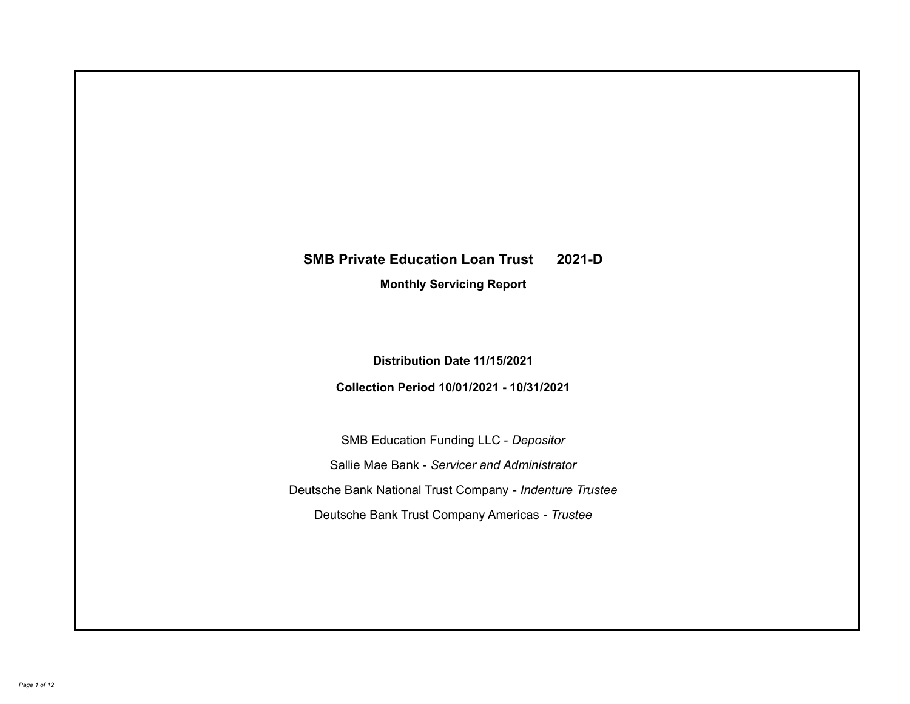# SMB Private Education Loan Trust 2021-D

## Monthly Servicing Report

**Distribution Date 11/15/2021**

**Collection Period 10/01/2021 - 10/31/2021**

SMB Education Funding LLC - *Depositor*

Sallie Mae Bank - *Servicer and Administrator*

Deutsche Bank National Trust Company - *Indenture Trustee*

Deutsche Bank Trust Company Americas - *Trustee*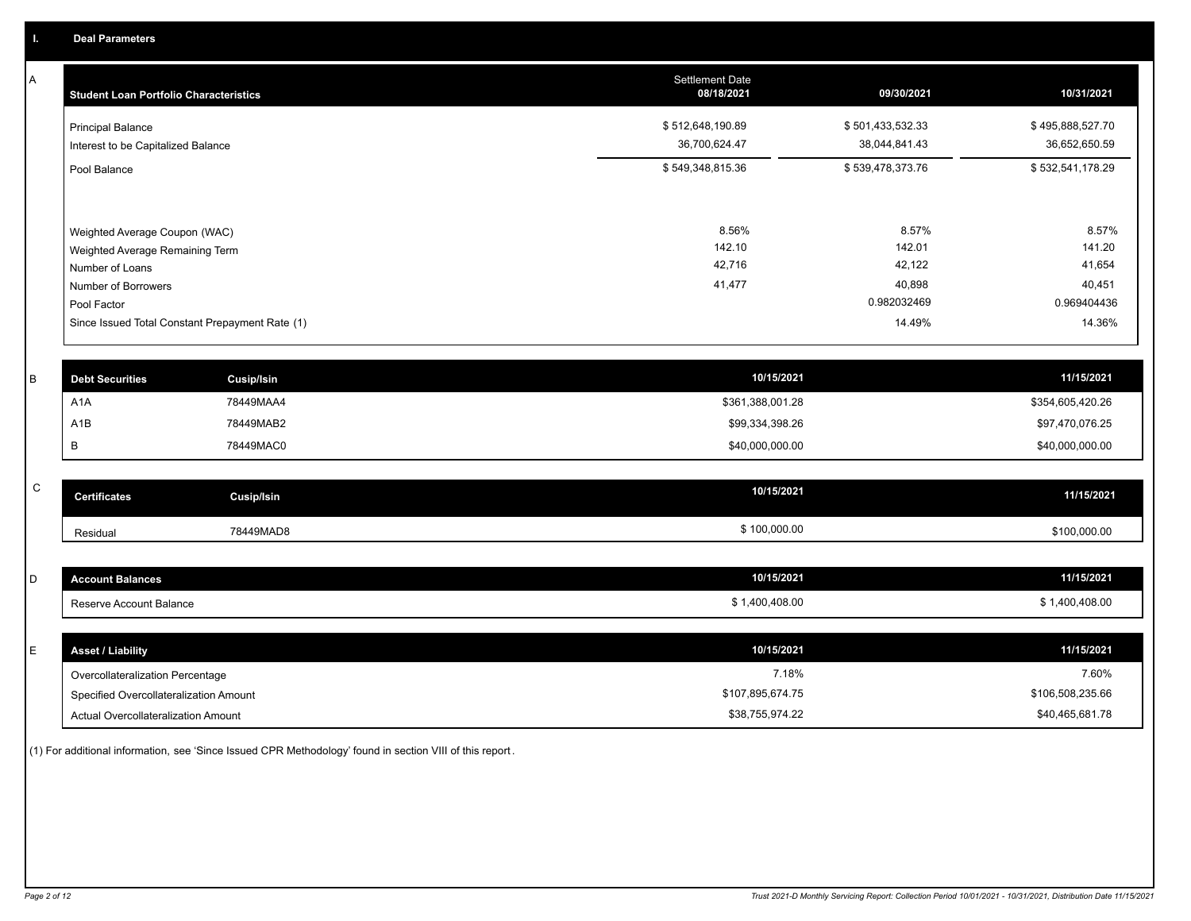## I. Deal Parameters

### A

| Student Loan Portfolio Characteristics | Settlement Date 08/18/2021 | 09/30/2021 | 10/31/2021 |
|---|---|---|---|
| Principal Balance | $ 512,648,190.89 | $ 501,433,532.33 | $ 495,888,527.70 |
| Interest to be Capitalized Balance | 36,700,624.47 | 38,044,841.43 | 36,652,650.59 |
| Pool Balance | $ 549,348,815.36 | $ 539,478,373.76 | $ 532,541,178.29 |
| Weighted Average Coupon (WAC) | 8.56% | 8.57% | 8.57% |
| Weighted Average Remaining Term | 142.10 | 142.01 | 141.20 |
| Number of Loans | 42,716 | 42,122 | 41,654 |
| Number of Borrowers | 41,477 | 40,898 | 40,451 |
| Pool Factor | | 0.982032469 | 0.969404436 |
| Since Issued Total Constant Prepayment Rate (1) | | 14.49% | 14.36% |

### B

| Debt Securities | Cusip/Isin | 10/15/2021 | 11/15/2021 |
|---|---|---|---|
| A1A | 78449MAA4 | $361,388,001.28 | $354,605,420.26 |
| A1B | 78449MAB2 | $99,334,398.26 | $97,470,076.25 |
| B | 78449MAC0 | $40,000,000.00 | $40,000,000.00 |

### C

| Certificates | Cusip/Isin | 10/15/2021 | 11/15/2021 |
|---|---|---|---|
| Residual | 78449MAD8 | $ 100,000.00 | $100,000.00 |

### D

| Account Balances | 10/15/2021 | 11/15/2021 |
|---|---|---|
| Reserve Account Balance | $ 1,400,408.00 | $ 1,400,408.00 |

### E

| Asset / Liability | 10/15/2021 | 11/15/2021 |
|---|---|---|
| Overcollateralization Percentage | 7.18% | 7.60% |
| Specified Overcollateralization Amount | $107,895,674.75 | $106,508,235.66 |
| Actual Overcollateralization Amount | $38,755,974.22 | $40,465,681.78 |

(1) For additional information, see 'Since Issued CPR Methodology' found in section VIII of this report.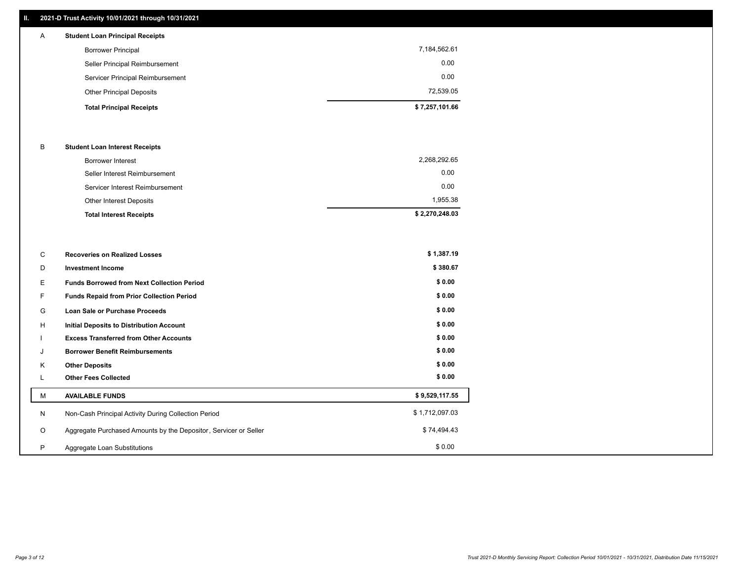## II. 2021-D Trust Activity 10/01/2021 through 10/31/2021

| | | |
|---|---|---|
| A | **Student Loan Principal Receipts** | |
| | Borrower Principal | 7,184,562.61 |
| | Seller Principal Reimbursement | 0.00 |
| | Servicer Principal Reimbursement | 0.00 |
| | Other Principal Deposits | 72,539.05 |
| | **Total Principal Receipts** | **$ 7,257,101.66** |
| B | **Student Loan Interest Receipts** | |
| | Borrower Interest | 2,268,292.65 |
| | Seller Interest Reimbursement | 0.00 |
| | Servicer Interest Reimbursement | 0.00 |
| | Other Interest Deposits | 1,955.38 |
| | **Total Interest Receipts** | **$ 2,270,248.03** |
| C | **Recoveries on Realized Losses** | **$ 1,387.19** |
| D | **Investment Income** | **$ 380.67** |
| E | **Funds Borrowed from Next Collection Period** | **$ 0.00** |
| F | **Funds Repaid from Prior Collection Period** | **$ 0.00** |
| G | **Loan Sale or Purchase Proceeds** | **$ 0.00** |
| H | **Initial Deposits to Distribution Account** | **$ 0.00** |
| I | **Excess Transferred from Other Accounts** | **$ 0.00** |
| J | **Borrower Benefit Reimbursements** | **$ 0.00** |
| K | **Other Deposits** | **$ 0.00** |
| L | **Other Fees Collected** | **$ 0.00** |
| M | **AVAILABLE FUNDS** | **$ 9,529,117.55** |
| N | Non-Cash Principal Activity During Collection Period | $ 1,712,097.03 |
| O | Aggregate Purchased Amounts by the Depositor, Servicer or Seller | $ 74,494.43 |
| P | Aggregate Loan Substitutions | $ 0.00 |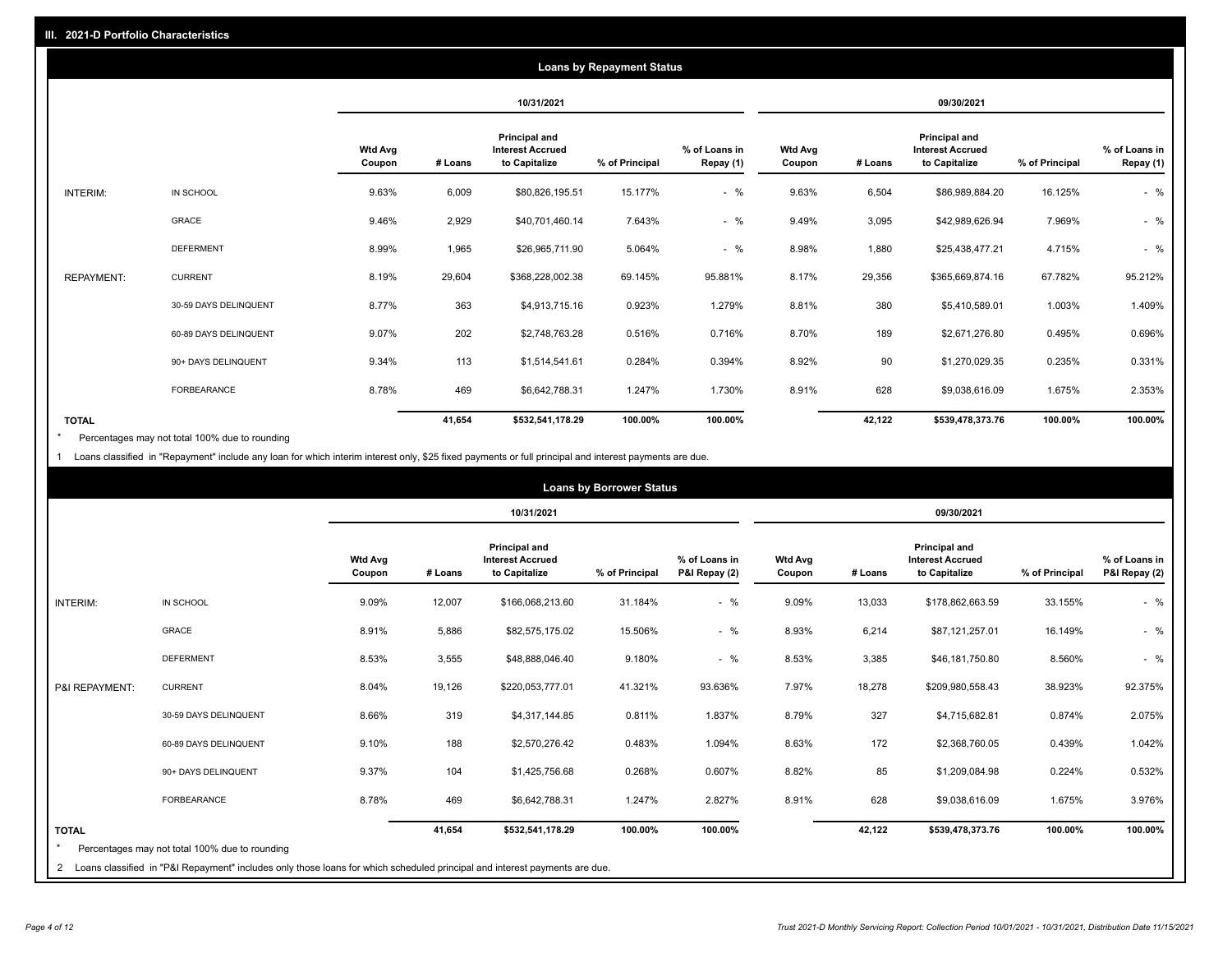## III. 2021-D Portfolio Characteristics

### Loans by Repayment Status

| | | 10/31/2021 | | | | | 09/30/2021 | | | | |
|---|---|---|---|---|---|---|---|---|---|---|---|
| | | Wtd Avg Coupon | # Loans | Principal and Interest Accrued to Capitalize | % of Principal | % of Loans in Repay (1) | Wtd Avg Coupon | # Loans | Principal and Interest Accrued to Capitalize | % of Principal | % of Loans in Repay (1) |
| INTERIM: | IN SCHOOL | 9.63% | 6,009 | $80,826,195.51 | 15.177% | - % | 9.63% | 6,504 | $86,989,884.20 | 16.125% | - % |
| | GRACE | 9.46% | 2,929 | $40,701,460.14 | 7.643% | - % | 9.49% | 3,095 | $42,989,626.94 | 7.969% | - % |
| | DEFERMENT | 8.99% | 1,965 | $26,965,711.90 | 5.064% | - % | 8.98% | 1,880 | $25,438,477.21 | 4.715% | - % |
| REPAYMENT: | CURRENT | 8.19% | 29,604 | $368,228,002.38 | 69.145% | 95.881% | 8.17% | 29,356 | $365,669,874.16 | 67.782% | 95.212% |
| | 30-59 DAYS DELINQUENT | 8.77% | 363 | $4,913,715.16 | 0.923% | 1.279% | 8.81% | 380 | $5,410,589.01 | 1.003% | 1.409% |
| | 60-89 DAYS DELINQUENT | 9.07% | 202 | $2,748,763.28 | 0.516% | 0.716% | 8.70% | 189 | $2,671,276.80 | 0.495% | 0.696% |
| | 90+ DAYS DELINQUENT | 9.34% | 113 | $1,514,541.61 | 0.284% | 0.394% | 8.92% | 90 | $1,270,029.35 | 0.235% | 0.331% |
| | FORBEARANCE | 8.78% | 469 | $6,642,788.31 | 1.247% | 1.730% | 8.91% | 628 | $9,038,616.09 | 1.675% | 2.353% |
| **TOTAL** | | | **41,654** | **$532,541,178.29** | **100.00%** | **100.00%** | | **42,122** | **$539,478,373.76** | **100.00%** | **100.00%** |

\* Percentages may not total 100% due to rounding

1 Loans classified in "Repayment" include any loan for which interim interest only, $25 fixed payments or full principal and interest payments are due.

### Loans by Borrower Status

| | | 10/31/2021 | | | | | 09/30/2021 | | | | |
|---|---|---|---|---|---|---|---|---|---|---|---|
| | | Wtd Avg Coupon | # Loans | Principal and Interest Accrued to Capitalize | % of Principal | % of Loans in P&I Repay (2) | Wtd Avg Coupon | # Loans | Principal and Interest Accrued to Capitalize | % of Principal | % of Loans in P&I Repay (2) |
| INTERIM: | IN SCHOOL | 9.09% | 12,007 | $166,068,213.60 | 31.184% | - % | 9.09% | 13,033 | $178,862,663.59 | 33.155% | - % |
| | GRACE | 8.91% | 5,886 | $82,575,175.02 | 15.506% | - % | 8.93% | 6,214 | $87,121,257.01 | 16.149% | - % |
| | DEFERMENT | 8.53% | 3,555 | $48,888,046.40 | 9.180% | - % | 8.53% | 3,385 | $46,181,750.80 | 8.560% | - % |
| P&I REPAYMENT: | CURRENT | 8.04% | 19,126 | $220,053,777.01 | 41.321% | 93.636% | 7.97% | 18,278 | $209,980,558.43 | 38.923% | 92.375% |
| | 30-59 DAYS DELINQUENT | 8.66% | 319 | $4,317,144.85 | 0.811% | 1.837% | 8.79% | 327 | $4,715,682.81 | 0.874% | 2.075% |
| | 60-89 DAYS DELINQUENT | 9.10% | 188 | $2,570,276.42 | 0.483% | 1.094% | 8.63% | 172 | $2,368,760.05 | 0.439% | 1.042% |
| | 90+ DAYS DELINQUENT | 9.37% | 104 | $1,425,756.68 | 0.268% | 0.607% | 8.82% | 85 | $1,209,084.98 | 0.224% | 0.532% |
| | FORBEARANCE | 8.78% | 469 | $6,642,788.31 | 1.247% | 2.827% | 8.91% | 628 | $9,038,616.09 | 1.675% | 3.976% |
| **TOTAL** | | | **41,654** | **$532,541,178.29** | **100.00%** | **100.00%** | | **42,122** | **$539,478,373.76** | **100.00%** | **100.00%** |

\* Percentages may not total 100% due to rounding

2 Loans classified in "P&I Repayment" includes only those loans for which scheduled principal and interest payments are due.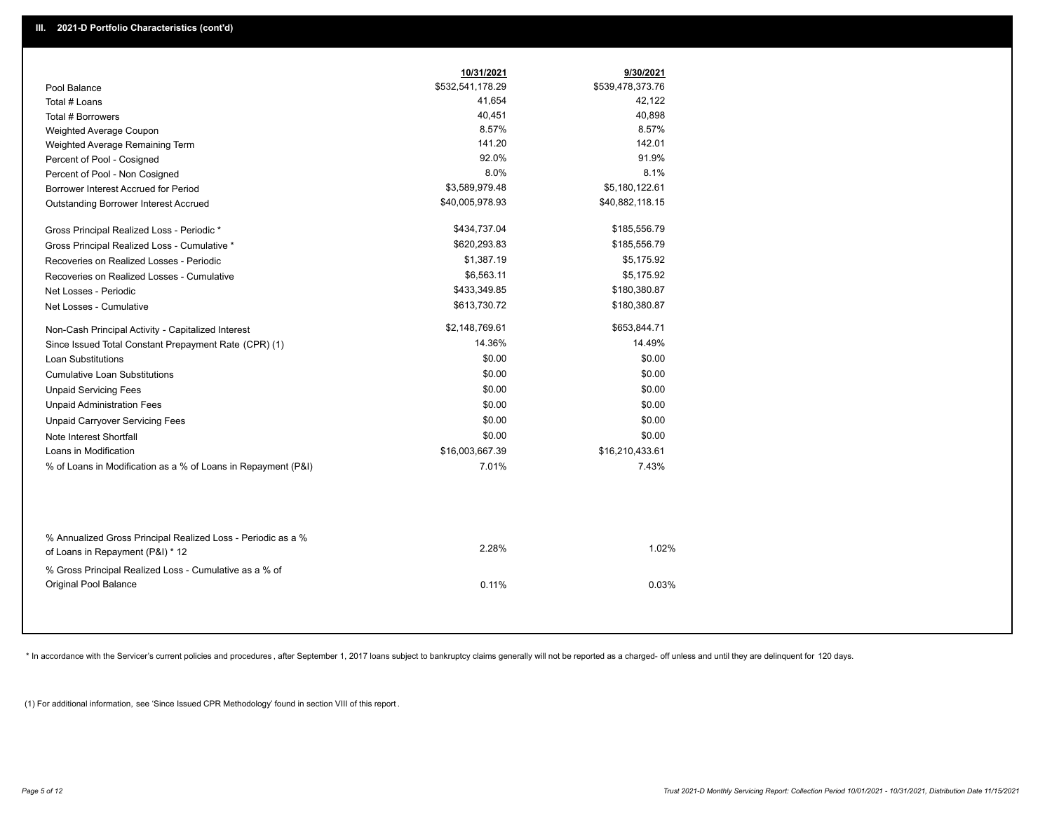## III. 2021-D Portfolio Characteristics (cont'd)

| | 10/31/2021 | 9/30/2021 |
|---|---|---|
| Pool Balance | $532,541,178.29 | $539,478,373.76 |
| Total # Loans | 41,654 | 42,122 |
| Total # Borrowers | 40,451 | 40,898 |
| Weighted Average Coupon | 8.57% | 8.57% |
| Weighted Average Remaining Term | 141.20 | 142.01 |
| Percent of Pool - Cosigned | 92.0% | 91.9% |
| Percent of Pool - Non Cosigned | 8.0% | 8.1% |
| Borrower Interest Accrued for Period | $3,589,979.48 | $5,180,122.61 |
| Outstanding Borrower Interest Accrued | $40,005,978.93 | $40,882,118.15 |
| Gross Principal Realized Loss - Periodic * | $434,737.04 | $185,556.79 |
| Gross Principal Realized Loss - Cumulative * | $620,293.83 | $185,556.79 |
| Recoveries on Realized Losses - Periodic | $1,387.19 | $5,175.92 |
| Recoveries on Realized Losses - Cumulative | $6,563.11 | $5,175.92 |
| Net Losses - Periodic | $433,349.85 | $180,380.87 |
| Net Losses - Cumulative | $613,730.72 | $180,380.87 |
| Non-Cash Principal Activity - Capitalized Interest | $2,148,769.61 | $653,844.71 |
| Since Issued Total Constant Prepayment Rate (CPR) (1) | 14.36% | 14.49% |
| Loan Substitutions | $0.00 | $0.00 |
| Cumulative Loan Substitutions | $0.00 | $0.00 |
| Unpaid Servicing Fees | $0.00 | $0.00 |
| Unpaid Administration Fees | $0.00 | $0.00 |
| Unpaid Carryover Servicing Fees | $0.00 | $0.00 |
| Note Interest Shortfall | $0.00 | $0.00 |
| Loans in Modification | $16,003,667.39 | $16,210,433.61 |
| % of Loans in Modification as a % of Loans in Repayment (P&I) | 7.01% | 7.43% |
| % Annualized Gross Principal Realized Loss - Periodic as a % of Loans in Repayment (P&I) * 12 | 2.28% | 1.02% |
| % Gross Principal Realized Loss - Cumulative as a % of Original Pool Balance | 0.11% | 0.03% |

* In accordance with the Servicer's current policies and procedures, after September 1, 2017 loans subject to bankruptcy claims generally will not be reported as a charged- off unless and until they are delinquent for 120 days.

(1) For additional information, see 'Since Issued CPR Methodology' found in section VIII of this report .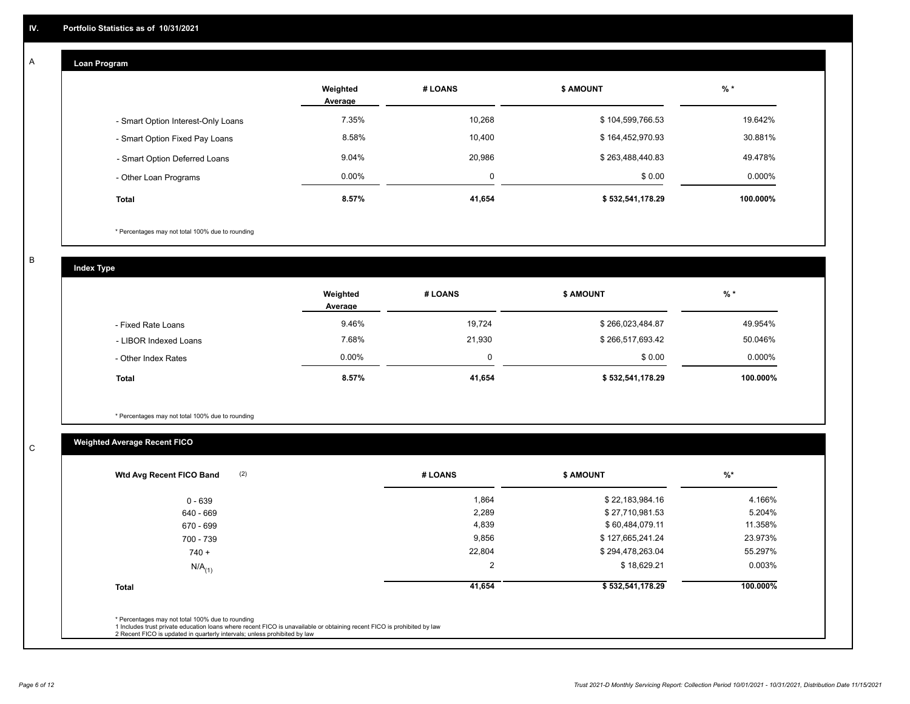## IV. Portfolio Statistics as of 10/31/2021

### A Loan Program

| | Weighted Average | # LOANS | $ AMOUNT | % * |
|---|---|---|---|---|
| - Smart Option Interest-Only Loans | 7.35% | 10,268 | $ 104,599,766.53 | 19.642% |
| - Smart Option Fixed Pay Loans | 8.58% | 10,400 | $ 164,452,970.93 | 30.881% |
| - Smart Option Deferred Loans | 9.04% | 20,986 | $ 263,488,440.83 | 49.478% |
| - Other Loan Programs | 0.00% | 0 | $ 0.00 | 0.000% |
| **Total** | **8.57%** | **41,654** | **$ 532,541,178.29** | **100.000%** |

\* Percentages may not total 100% due to rounding

### B Index Type

| | Weighted Average | # LOANS | $ AMOUNT | % * |
|---|---|---|---|---|
| - Fixed Rate Loans | 9.46% | 19,724 | $ 266,023,484.87 | 49.954% |
| - LIBOR Indexed Loans | 7.68% | 21,930 | $ 266,517,693.42 | 50.046% |
| - Other Index Rates | 0.00% | 0 | $ 0.00 | 0.000% |
| **Total** | **8.57%** | **41,654** | **$ 532,541,178.29** | **100.000%** |

\* Percentages may not total 100% due to rounding

### C Weighted Average Recent FICO

| Wtd Avg Recent FICO Band (2) | # LOANS | $ AMOUNT | %* |
|---|---|---|---|
| 0 - 639 | 1,864 | $ 22,183,984.16 | 4.166% |
| 640 - 669 | 2,289 | $ 27,710,981.53 | 5.204% |
| 670 - 699 | 4,839 | $ 60,484,079.11 | 11.358% |
| 700 - 739 | 9,856 | $ 127,665,241.24 | 23.973% |
| 740 + | 22,804 | $ 294,478,263.04 | 55.297% |
| N/A (1) | 2 | $ 18,629.21 | 0.003% |
| **Total** | **41,654** | **$ 532,541,178.29** | **100.000%** |

\* Percentages may not total 100% due to rounding
1 Includes trust private education loans where recent FICO is unavailable or obtaining recent FICO is prohibited by law
2 Recent FICO is updated in quarterly intervals; unless prohibited by law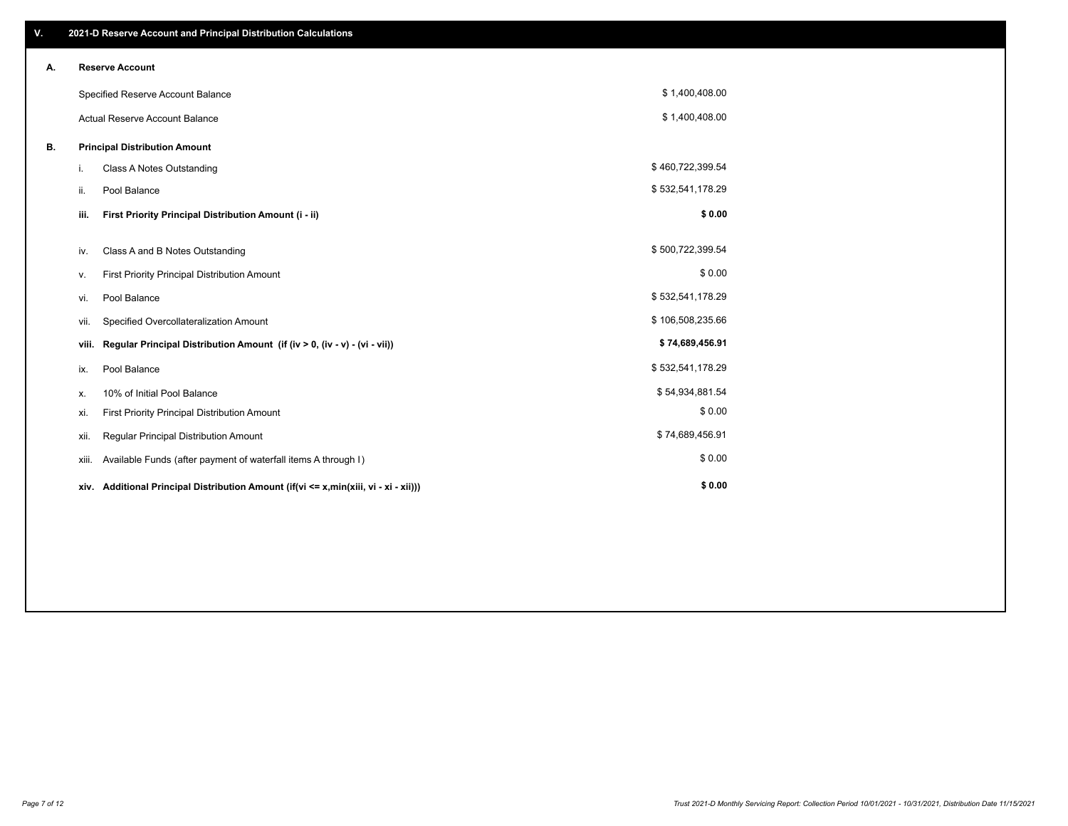## V. 2021-D Reserve Account and Principal Distribution Calculations

### A. Reserve Account

| | |
|---|---|
| Specified Reserve Account Balance | $ 1,400,408.00 |
| Actual Reserve Account Balance | $ 1,400,408.00 |

### B. Principal Distribution Amount

| | | |
|---|---|---|
| i. | Class A Notes Outstanding | $ 460,722,399.54 |
| ii. | Pool Balance | $ 532,541,178.29 |
| **iii.** | **First Priority Principal Distribution Amount (i - ii)** | **$ 0.00** |
| iv. | Class A and B Notes Outstanding | $ 500,722,399.54 |
| v. | First Priority Principal Distribution Amount | $ 0.00 |
| vi. | Pool Balance | $ 532,541,178.29 |
| vii. | Specified Overcollateralization Amount | $ 106,508,235.66 |
| **viii.** | **Regular Principal Distribution Amount (if (iv > 0, (iv - v) - (vi - vii))** | **$ 74,689,456.91** |
| ix. | Pool Balance | $ 532,541,178.29 |
| x. | 10% of Initial Pool Balance | $ 54,934,881.54 |
| xi. | First Priority Principal Distribution Amount | $ 0.00 |
| xii. | Regular Principal Distribution Amount | $ 74,689,456.91 |
| xiii. | Available Funds (after payment of waterfall items A through I) | $ 0.00 |
| **xiv.** | **Additional Principal Distribution Amount (if(vi <= x,min(xiii, vi - xi - xii)))** | **$ 0.00** |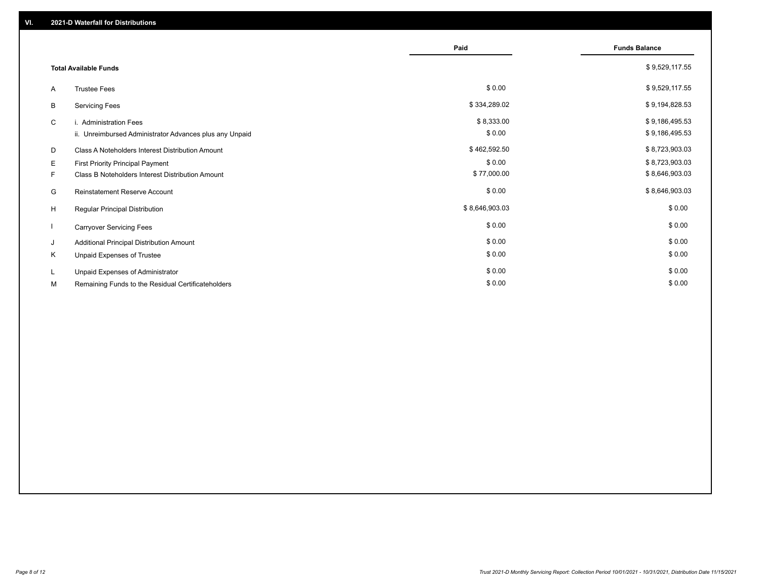## VI. 2021-D Waterfall for Distributions

| | | Paid | Funds Balance |
|---|---|---|---|
| | **Total Available Funds** | | $ 9,529,117.55 |
| A | Trustee Fees | $ 0.00 | $ 9,529,117.55 |
| B | Servicing Fees | $ 334,289.02 | $ 9,194,828.53 |
| C | i. Administration Fees | $ 8,333.00 | $ 9,186,495.53 |
| | ii. Unreimbursed Administrator Advances plus any Unpaid | $ 0.00 | $ 9,186,495.53 |
| D | Class A Noteholders Interest Distribution Amount | $ 462,592.50 | $ 8,723,903.03 |
| E | First Priority Principal Payment | $ 0.00 | $ 8,723,903.03 |
| F | Class B Noteholders Interest Distribution Amount | $ 77,000.00 | $ 8,646,903.03 |
| G | Reinstatement Reserve Account | $ 0.00 | $ 8,646,903.03 |
| H | Regular Principal Distribution | $ 8,646,903.03 | $ 0.00 |
| I | Carryover Servicing Fees | $ 0.00 | $ 0.00 |
| J | Additional Principal Distribution Amount | $ 0.00 | $ 0.00 |
| K | Unpaid Expenses of Trustee | $ 0.00 | $ 0.00 |
| L | Unpaid Expenses of Administrator | $ 0.00 | $ 0.00 |
| M | Remaining Funds to the Residual Certificateholders | $ 0.00 | $ 0.00 |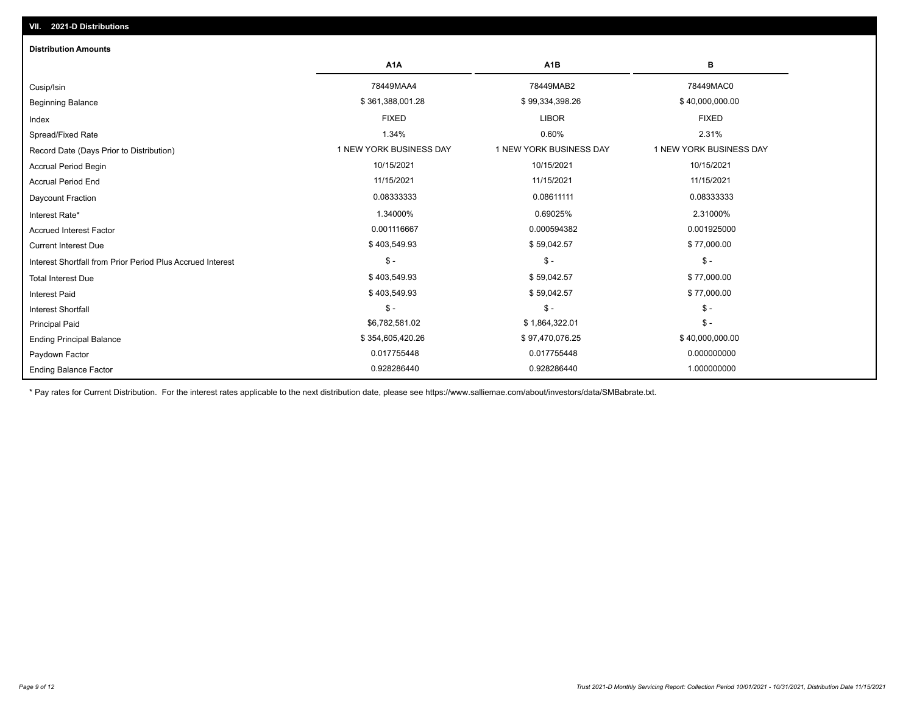## VII. 2021-D Distributions

### Distribution Amounts

| | A1A | A1B | B |
|---|---|---|---|
| Cusip/Isin | 78449MAA4 | 78449MAB2 | 78449MAC0 |
| Beginning Balance | $ 361,388,001.28 | $ 99,334,398.26 | $ 40,000,000.00 |
| Index | FIXED | LIBOR | FIXED |
| Spread/Fixed Rate | 1.34% | 0.60% | 2.31% |
| Record Date (Days Prior to Distribution) | 1 NEW YORK BUSINESS DAY | 1 NEW YORK BUSINESS DAY | 1 NEW YORK BUSINESS DAY |
| Accrual Period Begin | 10/15/2021 | 10/15/2021 | 10/15/2021 |
| Accrual Period End | 11/15/2021 | 11/15/2021 | 11/15/2021 |
| Daycount Fraction | 0.08333333 | 0.08611111 | 0.08333333 |
| Interest Rate* | 1.34000% | 0.69025% | 2.31000% |
| Accrued Interest Factor | 0.001116667 | 0.000594382 | 0.001925000 |
| Current Interest Due | $ 403,549.93 | $ 59,042.57 | $ 77,000.00 |
| Interest Shortfall from Prior Period Plus Accrued Interest | $ - | $ - | $ - |
| Total Interest Due | $ 403,549.93 | $ 59,042.57 | $ 77,000.00 |
| Interest Paid | $ 403,549.93 | $ 59,042.57 | $ 77,000.00 |
| Interest Shortfall | $ - | $ - | $ - |
| Principal Paid | $6,782,581.02 | $ 1,864,322.01 | $ - |
| Ending Principal Balance | $ 354,605,420.26 | $ 97,470,076.25 | $ 40,000,000.00 |
| Paydown Factor | 0.017755448 | 0.017755448 | 0.000000000 |
| Ending Balance Factor | 0.928286440 | 0.928286440 | 1.000000000 |

* Pay rates for Current Distribution. For the interest rates applicable to the next distribution date, please see https://www.salliemae.com/about/investors/data/SMBabrate.txt.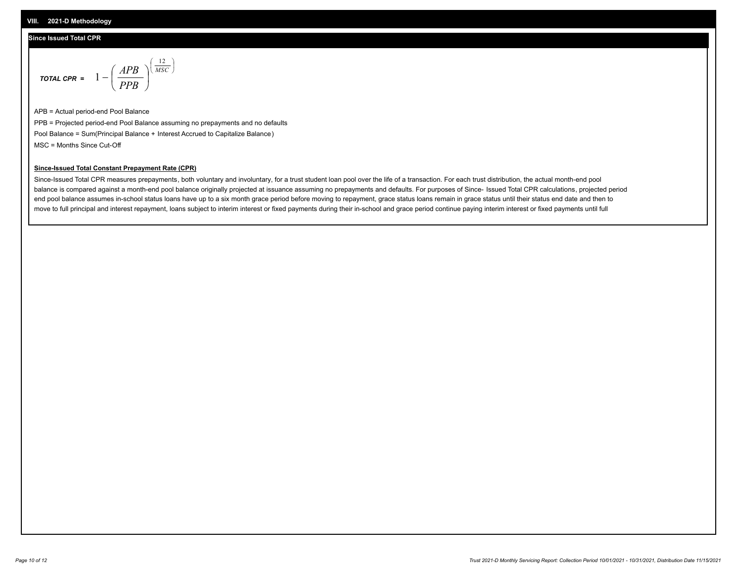## VIII. 2021-D Methodology

### Since Issued Total CPR

$$TOTAL\ CPR = 1 - \left( \frac{APB}{PPB} \right)^{\left( \frac{12}{MSC} \right)}$$

APB = Actual period-end Pool Balance

PPB = Projected period-end Pool Balance assuming no prepayments and no defaults

Pool Balance = Sum(Principal Balance + Interest Accrued to Capitalize Balance)

MSC = Months Since Cut-Off

**Since-Issued Total Constant Prepayment Rate (CPR)**

Since-Issued Total CPR measures prepayments, both voluntary and involuntary, for a trust student loan pool over the life of a transaction. For each trust distribution, the actual month-end pool balance is compared against a month-end pool balance originally projected at issuance assuming no prepayments and defaults. For purposes of Since- Issued Total CPR calculations, projected period end pool balance assumes in-school status loans have up to a six month grace period before moving to repayment, grace status loans remain in grace status until their status end date and then to move to full principal and interest repayment, loans subject to interim interest or fixed payments during their in-school and grace period continue paying interim interest or fixed payments until full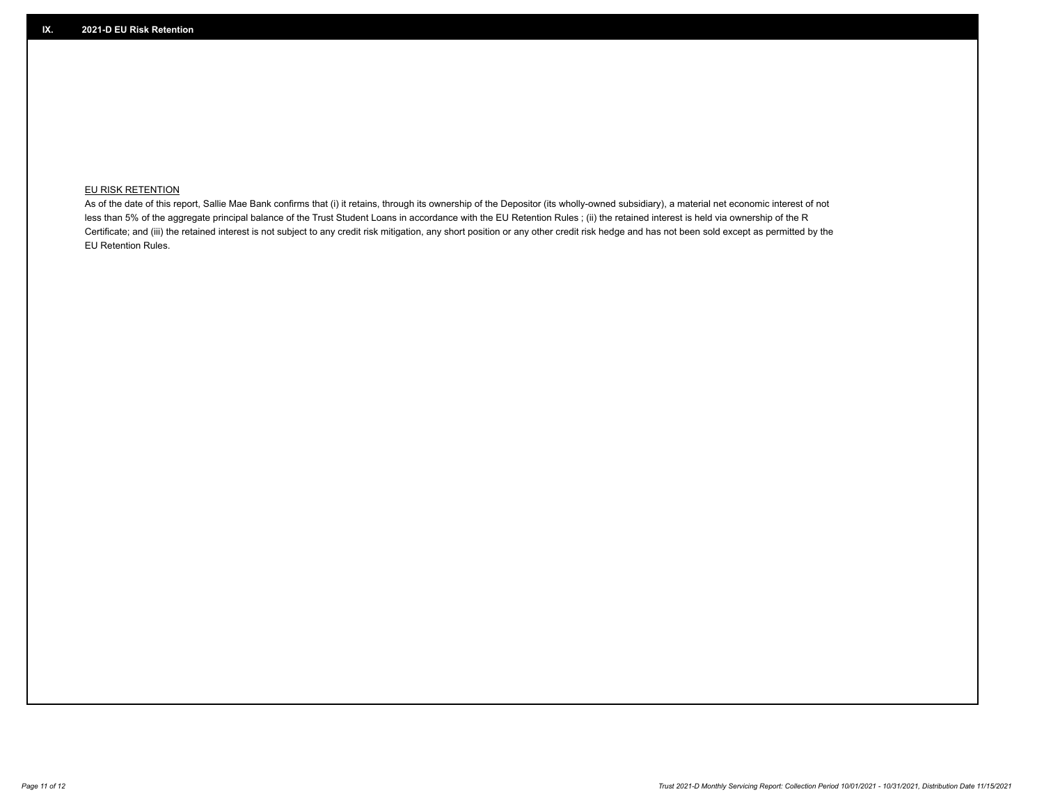## IX. 2021-D EU Risk Retention

EU RISK RETENTION

As of the date of this report, Sallie Mae Bank confirms that (i) it retains, through its ownership of the Depositor (its wholly-owned subsidiary), a material net economic interest of not less than 5% of the aggregate principal balance of the Trust Student Loans in accordance with the EU Retention Rules ; (ii) the retained interest is held via ownership of the R Certificate; and (iii) the retained interest is not subject to any credit risk mitigation, any short position or any other credit risk hedge and has not been sold except as permitted by the EU Retention Rules.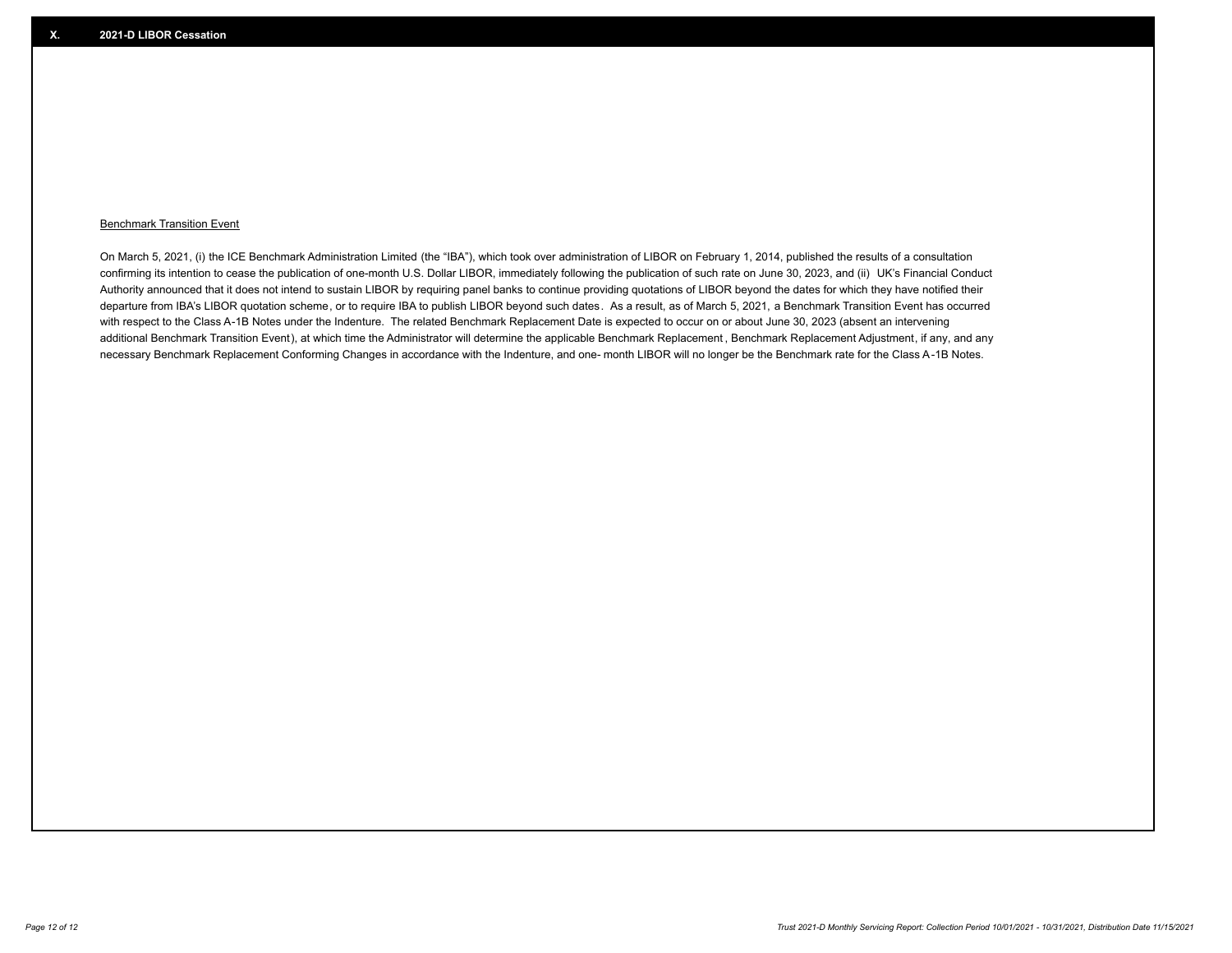## X. 2021-D LIBOR Cessation

Benchmark Transition Event

On March 5, 2021, (i) the ICE Benchmark Administration Limited (the "IBA"), which took over administration of LIBOR on February 1, 2014, published the results of a consultation confirming its intention to cease the publication of one-month U.S. Dollar LIBOR, immediately following the publication of such rate on June 30, 2023, and (ii) UK's Financial Conduct Authority announced that it does not intend to sustain LIBOR by requiring panel banks to continue providing quotations of LIBOR beyond the dates for which they have notified their departure from IBA's LIBOR quotation scheme, or to require IBA to publish LIBOR beyond such dates. As a result, as of March 5, 2021, a Benchmark Transition Event has occurred with respect to the Class A-1B Notes under the Indenture. The related Benchmark Replacement Date is expected to occur on or about June 30, 2023 (absent an intervening additional Benchmark Transition Event), at which time the Administrator will determine the applicable Benchmark Replacement, Benchmark Replacement Adjustment, if any, and any necessary Benchmark Replacement Conforming Changes in accordance with the Indenture, and one- month LIBOR will no longer be the Benchmark rate for the Class A-1B Notes.